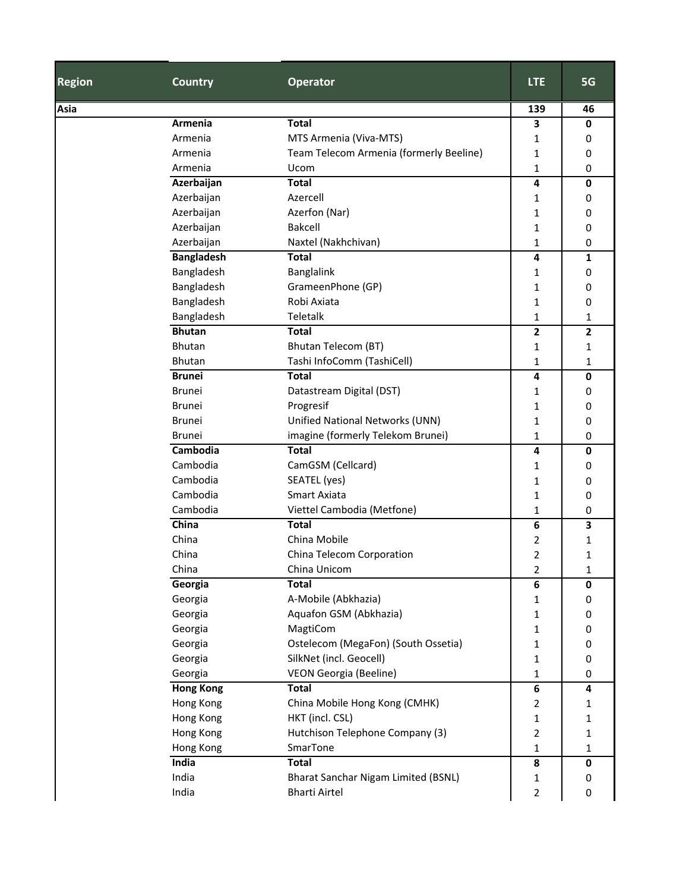| Region | Country | Operator | LTE | 5G |
|---|---|---|---|---|
| **Asia** | | | **139** | **46** |
| | **Armenia** | **Total** | **3** | **0** |
| | Armenia | MTS Armenia (Viva-MTS) | 1 | 0 |
| | Armenia | Team Telecom Armenia (formerly Beeline) | 1 | 0 |
| | Armenia | Ucom | 1 | 0 |
| | **Azerbaijan** | **Total** | **4** | **0** |
| | Azerbaijan | Azercell | 1 | 0 |
| | Azerbaijan | Azerfon (Nar) | 1 | 0 |
| | Azerbaijan | Bakcell | 1 | 0 |
| | Azerbaijan | Naxtel (Nakhchivan) | 1 | 0 |
| | **Bangladesh** | **Total** | **4** | **1** |
| | Bangladesh | Banglalink | 1 | 0 |
| | Bangladesh | GrameenPhone (GP) | 1 | 0 |
| | Bangladesh | Robi Axiata | 1 | 0 |
| | Bangladesh | Teletalk | 1 | 1 |
| | **Bhutan** | **Total** | **2** | **2** |
| | Bhutan | Bhutan Telecom (BT) | 1 | 1 |
| | Bhutan | Tashi InfoComm (TashiCell) | 1 | 1 |
| | **Brunei** | **Total** | **4** | **0** |
| | Brunei | Datastream Digital (DST) | 1 | 0 |
| | Brunei | Progresif | 1 | 0 |
| | Brunei | Unified National Networks (UNN) | 1 | 0 |
| | Brunei | imagine (formerly Telekom Brunei) | 1 | 0 |
| | **Cambodia** | **Total** | **4** | **0** |
| | Cambodia | CamGSM (Cellcard) | 1 | 0 |
| | Cambodia | SEATEL (yes) | 1 | 0 |
| | Cambodia | Smart Axiata | 1 | 0 |
| | Cambodia | Viettel Cambodia (Metfone) | 1 | 0 |
| | **China** | **Total** | **6** | **3** |
| | China | China Mobile | 2 | 1 |
| | China | China Telecom Corporation | 2 | 1 |
| | China | China Unicom | 2 | 1 |
| | **Georgia** | **Total** | **6** | **0** |
| | Georgia | A-Mobile (Abkhazia) | 1 | 0 |
| | Georgia | Aquafon GSM (Abkhazia) | 1 | 0 |
| | Georgia | MagtiCom | 1 | 0 |
| | Georgia | Ostelecom (MegaFon) (South Ossetia) | 1 | 0 |
| | Georgia | SilkNet (incl. Geocell) | 1 | 0 |
| | Georgia | VEON Georgia (Beeline) | 1 | 0 |
| | **Hong Kong** | **Total** | **6** | **4** |
| | Hong Kong | China Mobile Hong Kong (CMHK) | 2 | 1 |
| | Hong Kong | HKT (incl. CSL) | 1 | 1 |
| | Hong Kong | Hutchison Telephone Company (3) | 2 | 1 |
| | Hong Kong | SmarTone | 1 | 1 |
| | **India** | **Total** | **8** | **0** |
| | India | Bharat Sanchar Nigam Limited (BSNL) | 1 | 0 |
| | India | Bharti Airtel | 2 | 0 |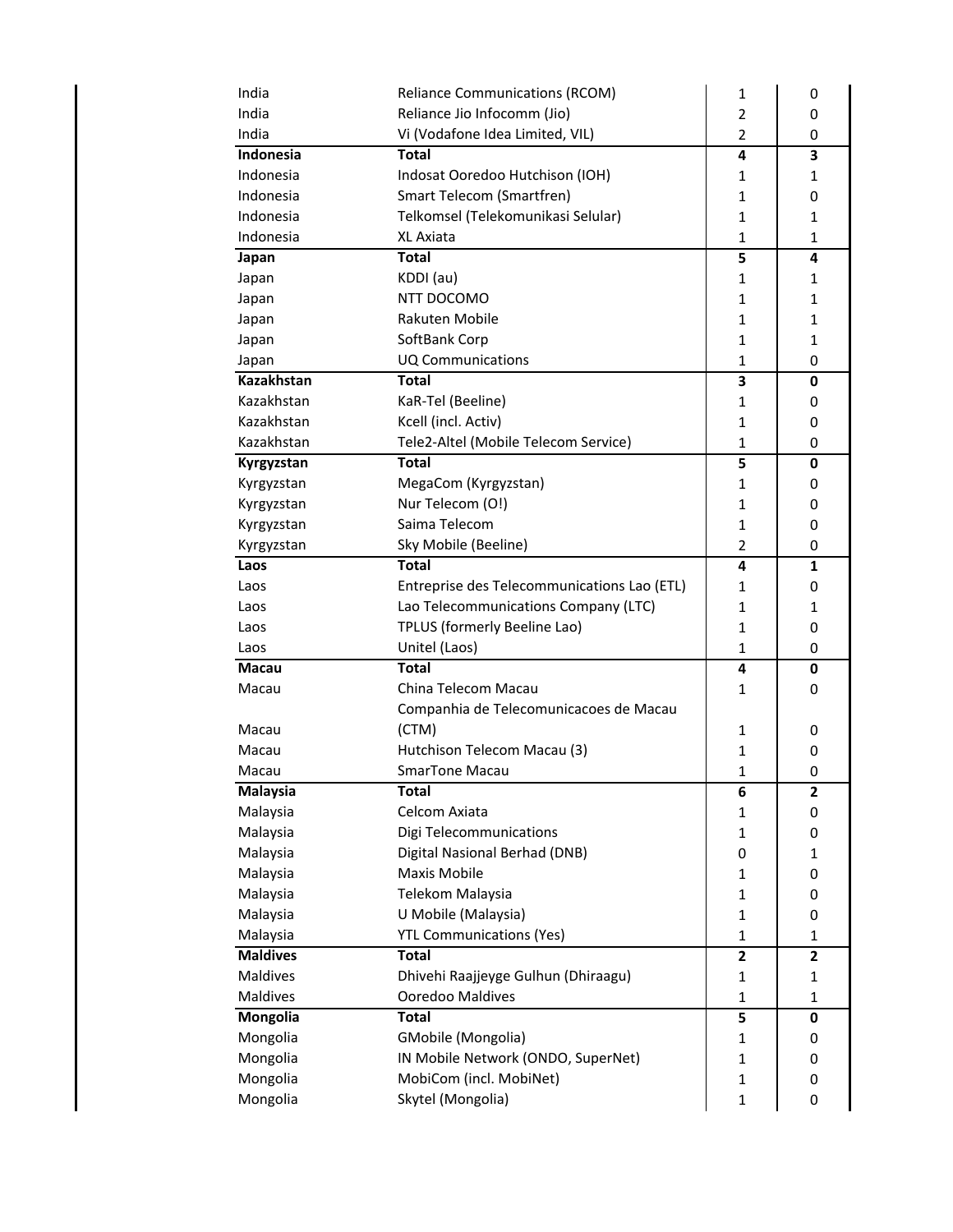| | | | |
|---|---|---|---|
| India | Reliance Communications (RCOM) | 1 | 0 |
| India | Reliance Jio Infocomm (Jio) | 2 | 0 |
| India | Vi (Vodafone Idea Limited, VIL) | 2 | 0 |
| **Indonesia** | **Total** | **4** | **3** |
| Indonesia | Indosat Ooredoo Hutchison (IOH) | 1 | 1 |
| Indonesia | Smart Telecom (Smartfren) | 1 | 0 |
| Indonesia | Telkomsel (Telekomunikasi Selular) | 1 | 1 |
| Indonesia | XL Axiata | 1 | 1 |
| **Japan** | **Total** | **5** | **4** |
| Japan | KDDI (au) | 1 | 1 |
| Japan | NTT DOCOMO | 1 | 1 |
| Japan | Rakuten Mobile | 1 | 1 |
| Japan | SoftBank Corp | 1 | 1 |
| Japan | UQ Communications | 1 | 0 |
| **Kazakhstan** | **Total** | **3** | **0** |
| Kazakhstan | KaR-Tel (Beeline) | 1 | 0 |
| Kazakhstan | Kcell (incl. Activ) | 1 | 0 |
| Kazakhstan | Tele2-Altel (Mobile Telecom Service) | 1 | 0 |
| **Kyrgyzstan** | **Total** | **5** | **0** |
| Kyrgyzstan | MegaCom (Kyrgyzstan) | 1 | 0 |
| Kyrgyzstan | Nur Telecom (O!) | 1 | 0 |
| Kyrgyzstan | Saima Telecom | 1 | 0 |
| Kyrgyzstan | Sky Mobile (Beeline) | 2 | 0 |
| **Laos** | **Total** | **4** | **1** |
| Laos | Entreprise des Telecommunications Lao (ETL) | 1 | 0 |
| Laos | Lao Telecommunications Company (LTC) | 1 | 1 |
| Laos | TPLUS (formerly Beeline Lao) | 1 | 0 |
| Laos | Unitel (Laos) | 1 | 0 |
| **Macau** | **Total** | **4** | **0** |
| Macau | China Telecom Macau | 1 | 0 |
| Macau | Companhia de Telecomunicacoes de Macau (CTM) | 1 | 0 |
| Macau | Hutchison Telecom Macau (3) | 1 | 0 |
| Macau | SmarTone Macau | 1 | 0 |
| **Malaysia** | **Total** | **6** | **2** |
| Malaysia | Celcom Axiata | 1 | 0 |
| Malaysia | Digi Telecommunications | 1 | 0 |
| Malaysia | Digital Nasional Berhad (DNB) | 0 | 1 |
| Malaysia | Maxis Mobile | 1 | 0 |
| Malaysia | Telekom Malaysia | 1 | 0 |
| Malaysia | U Mobile (Malaysia) | 1 | 0 |
| Malaysia | YTL Communications (Yes) | 1 | 1 |
| **Maldives** | **Total** | **2** | **2** |
| Maldives | Dhivehi Raajjeyge Gulhun (Dhiraagu) | 1 | 1 |
| Maldives | Ooredoo Maldives | 1 | 1 |
| **Mongolia** | **Total** | **5** | **0** |
| Mongolia | GMobile (Mongolia) | 1 | 0 |
| Mongolia | IN Mobile Network (ONDO, SuperNet) | 1 | 0 |
| Mongolia | MobiCom (incl. MobiNet) | 1 | 0 |
| Mongolia | Skytel (Mongolia) | 1 | 0 |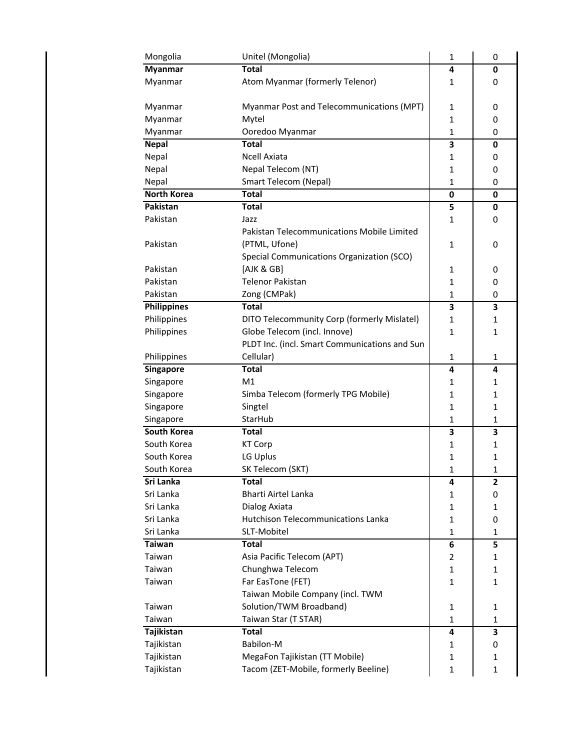| Mongolia | Unitel (Mongolia) | 1 | 0 |
|---|---|---|---|
| **Myanmar** | **Total** | **4** | **0** |
| Myanmar | Atom Myanmar (formerly Telenor) | 1 | 0 |
| Myanmar | Myanmar Post and Telecommunications (MPT) | 1 | 0 |
| Myanmar | Mytel | 1 | 0 |
| Myanmar | Ooredoo Myanmar | 1 | 0 |
| **Nepal** | **Total** | **3** | **0** |
| Nepal | Ncell Axiata | 1 | 0 |
| Nepal | Nepal Telecom (NT) | 1 | 0 |
| Nepal | Smart Telecom (Nepal) | 1 | 0 |
| **North Korea** | **Total** | **0** | **0** |
| **Pakistan** | **Total** | **5** | **0** |
| Pakistan | Jazz | 1 | 0 |
| Pakistan | Pakistan Telecommunications Mobile Limited (PTML, Ufone) | 1 | 0 |
| Pakistan | Special Communications Organization (SCO) [AJK & GB] | 1 | 0 |
| Pakistan | Telenor Pakistan | 1 | 0 |
| Pakistan | Zong (CMPak) | 1 | 0 |
| **Philippines** | **Total** | **3** | **3** |
| Philippines | DITO Telecommunity Corp (formerly Mislatel) | 1 | 1 |
| Philippines | Globe Telecom (incl. Innove) | 1 | 1 |
| Philippines | PLDT Inc. (incl. Smart Communications and Sun Cellular) | 1 | 1 |
| **Singapore** | **Total** | **4** | **4** |
| Singapore | M1 | 1 | 1 |
| Singapore | Simba Telecom (formerly TPG Mobile) | 1 | 1 |
| Singapore | Singtel | 1 | 1 |
| Singapore | StarHub | 1 | 1 |
| **South Korea** | **Total** | **3** | **3** |
| South Korea | KT Corp | 1 | 1 |
| South Korea | LG Uplus | 1 | 1 |
| South Korea | SK Telecom (SKT) | 1 | 1 |
| **Sri Lanka** | **Total** | **4** | **2** |
| Sri Lanka | Bharti Airtel Lanka | 1 | 0 |
| Sri Lanka | Dialog Axiata | 1 | 1 |
| Sri Lanka | Hutchison Telecommunications Lanka | 1 | 0 |
| Sri Lanka | SLT-Mobitel | 1 | 1 |
| **Taiwan** | **Total** | **6** | **5** |
| Taiwan | Asia Pacific Telecom (APT) | 2 | 1 |
| Taiwan | Chunghwa Telecom | 1 | 1 |
| Taiwan | Far EasTone (FET) | 1 | 1 |
| Taiwan | Taiwan Mobile Company (incl. TWM Solution/TWM Broadband) | 1 | 1 |
| Taiwan | Taiwan Star (T STAR) | 1 | 1 |
| **Tajikistan** | **Total** | **4** | **3** |
| Tajikistan | Babilon-M | 1 | 0 |
| Tajikistan | MegaFon Tajikistan (TT Mobile) | 1 | 1 |
| Tajikistan | Tacom (ZET-Mobile, formerly Beeline) | 1 | 1 |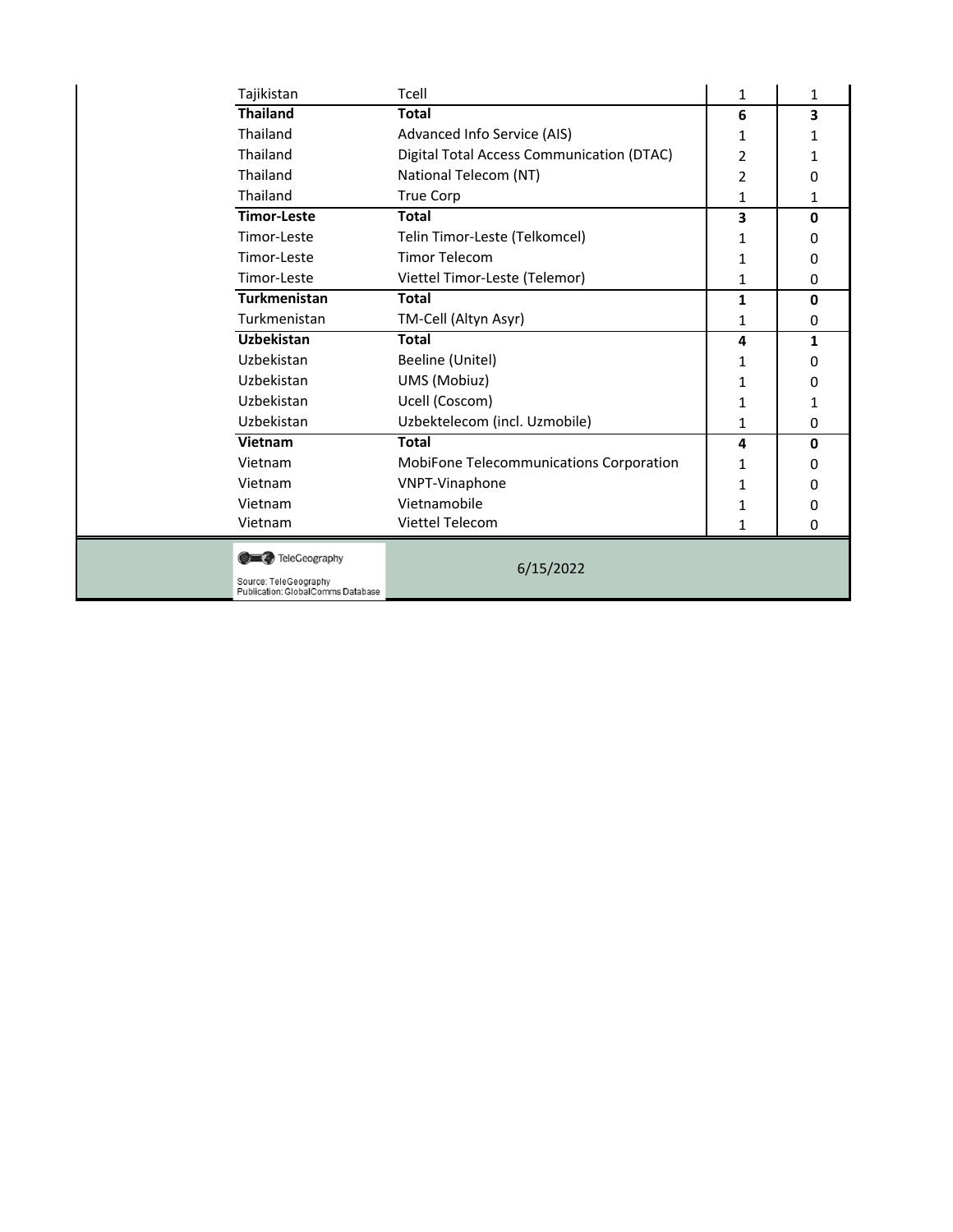| | | | |
|---|---|---|---|
| Tajikistan | Tcell | 1 | 1 |
| **Thailand** | **Total** | **6** | **3** |
| Thailand | Advanced Info Service (AIS) | 1 | 1 |
| Thailand | Digital Total Access Communication (DTAC) | 2 | 1 |
| Thailand | National Telecom (NT) | 2 | 0 |
| Thailand | True Corp | 1 | 1 |
| **Timor-Leste** | **Total** | **3** | **0** |
| Timor-Leste | Telin Timor-Leste (Telkomcel) | 1 | 0 |
| Timor-Leste | Timor Telecom | 1 | 0 |
| Timor-Leste | Viettel Timor-Leste (Telemor) | 1 | 0 |
| **Turkmenistan** | **Total** | **1** | **0** |
| Turkmenistan | TM-Cell (Altyn Asyr) | 1 | 0 |
| **Uzbekistan** | **Total** | **4** | **1** |
| Uzbekistan | Beeline (Unitel) | 1 | 0 |
| Uzbekistan | UMS (Mobiuz) | 1 | 0 |
| Uzbekistan | Ucell (Coscom) | 1 | 1 |
| Uzbekistan | Uzbektelecom (incl. Uzmobile) | 1 | 0 |
| **Vietnam** | **Total** | **4** | **0** |
| Vietnam | MobiFone Telecommunications Corporation | 1 | 0 |
| Vietnam | VNPT-Vinaphone | 1 | 0 |
| Vietnam | Vietnamobile | 1 | 0 |
| Vietnam | Viettel Telecom | 1 | 0 |

TeleGeography

Source: TeleGeography
Publication: GlobalComms Database

6/15/2022